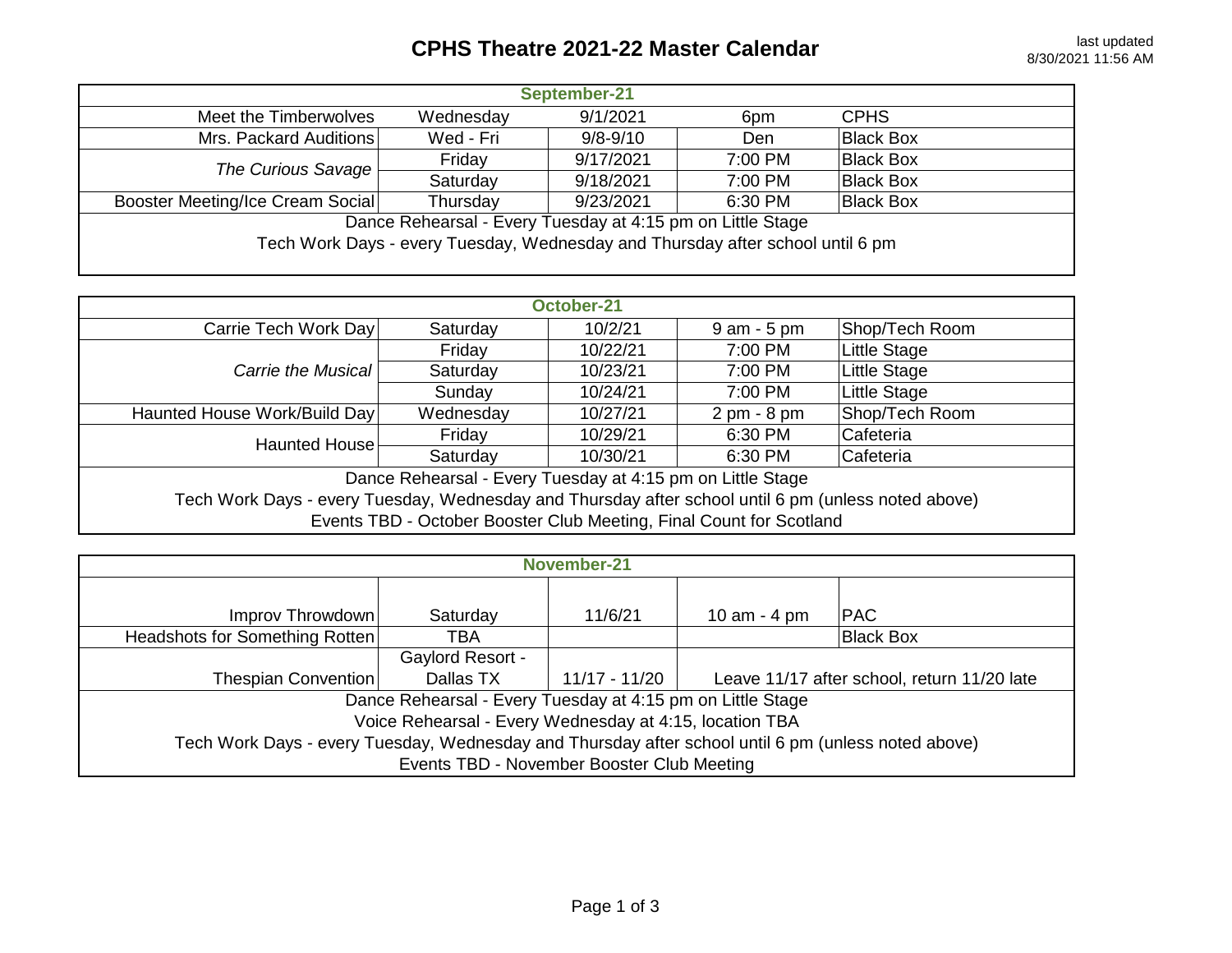# CPHS Theatre 2021-22 Master Calendar

last updated 8/30/2021 11:56 AM

| September-21 | | | | |
|---|---|---|---|---|
| Meet the Timberwolves | Wednesday | 9/1/2021 | 6pm | CPHS |
| Mrs. Packard Auditions | Wed - Fri | 9/8-9/10 | Den | Black Box |
| *The Curious Savage* | Friday | 9/17/2021 | 7:00 PM | Black Box |
| | Saturday | 9/18/2021 | 7:00 PM | Black Box |
| Booster Meeting/Ice Cream Social | Thursday | 9/23/2021 | 6:30 PM | Black Box |

Dance Rehearsal - Every Tuesday at 4:15 pm on Little Stage

Tech Work Days - every Tuesday, Wednesday and Thursday after school until 6 pm

| October-21 | | | | |
|---|---|---|---|---|
| Carrie Tech Work Day | Saturday | 10/2/21 | 9 am - 5 pm | Shop/Tech Room |
| *Carrie the Musical* | Friday | 10/22/21 | 7:00 PM | Little Stage |
| | Saturday | 10/23/21 | 7:00 PM | Little Stage |
| | Sunday | 10/24/21 | 7:00 PM | Little Stage |
| Haunted House Work/Build Day | Wednesday | 10/27/21 | 2 pm - 8 pm | Shop/Tech Room |
| Haunted House | Friday | 10/29/21 | 6:30 PM | Cafeteria |
| | Saturday | 10/30/21 | 6:30 PM | Cafeteria |

Dance Rehearsal - Every Tuesday at 4:15 pm on Little Stage

Tech Work Days - every Tuesday, Wednesday and Thursday after school until 6 pm (unless noted above)

Events TBD - October Booster Club Meeting, Final Count for Scotland

| November-21 | | | | |
|---|---|---|---|---|
| Improv Throwdown | Saturday | 11/6/21 | 10 am - 4 pm | PAC |
| Headshots for Something Rotten | TBA | | | Black Box |
| Thespian Convention | Gaylord Resort - Dallas TX | 11/17 - 11/20 | Leave 11/17 after school, return 11/20 late | |

Dance Rehearsal - Every Tuesday at 4:15 pm on Little Stage

Voice Rehearsal - Every Wednesday at 4:15, location TBA

Tech Work Days - every Tuesday, Wednesday and Thursday after school until 6 pm (unless noted above)

Events TBD - November Booster Club Meeting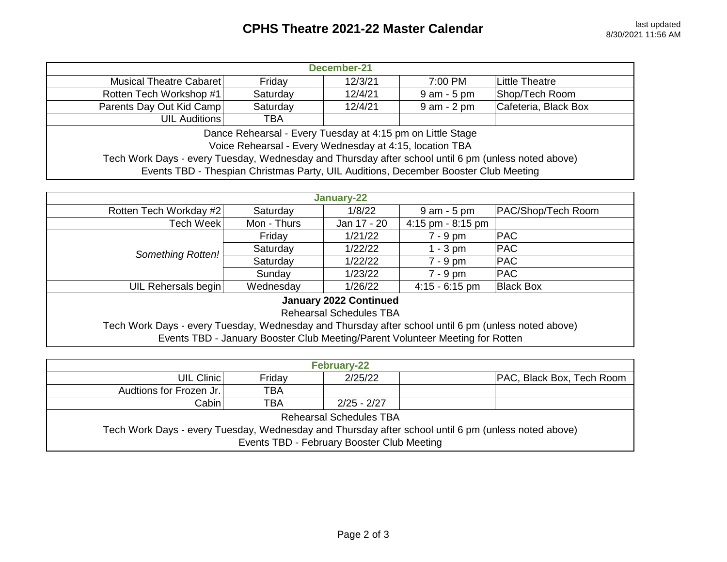# CPHS Theatre 2021-22 Master Calendar

last updated 8/30/2021 11:56 AM

| December-21 | | | | |
|---|---|---|---|---|
| Musical Theatre Cabaret | Friday | 12/3/21 | 7:00 PM | Little Theatre |
| Rotten Tech Workshop #1 | Saturday | 12/4/21 | 9 am - 5 pm | Shop/Tech Room |
| Parents Day Out Kid Camp | Saturday | 12/4/21 | 9 am - 2 pm | Cafeteria, Black Box |
| UIL Auditions | TBA | | | |

Dance Rehearsal - Every Tuesday at 4:15 pm on Little Stage

Voice Rehearsal - Every Wednesday at 4:15, location TBA

Tech Work Days - every Tuesday, Wednesday and Thursday after school until 6 pm (unless noted above)

Events TBD - Thespian Christmas Party, UIL Auditions, December Booster Club Meeting

| January-22 | | | | |
|---|---|---|---|---|
| Rotten Tech Workday #2 | Saturday | 1/8/22 | 9 am - 5 pm | PAC/Shop/Tech Room |
| Tech Week | Mon - Thurs | Jan 17 - 20 | 4:15 pm - 8:15 pm | |
| *Something Rotten!* | Friday | 1/21/22 | 7 - 9 pm | PAC |
| | Saturday | 1/22/22 | 1 - 3 pm | PAC |
| | Saturday | 1/22/22 | 7 - 9 pm | PAC |
| | Sunday | 1/23/22 | 7 - 9 pm | PAC |
| UIL Rehersals begin | Wednesday | 1/26/22 | 4:15 - 6:15 pm | Black Box |

**January 2022 Continued**

Rehearsal Schedules TBA

Tech Work Days - every Tuesday, Wednesday and Thursday after school until 6 pm (unless noted above)

Events TBD - January Booster Club Meeting/Parent Volunteer Meeting for Rotten

| February-22 | | | | |
|---|---|---|---|---|
| UIL Clinic | Friday | 2/25/22 | | PAC, Black Box, Tech Room |
| Audtions for Frozen Jr. | TBA | | | |
| Cabin | TBA | 2/25 - 2/27 | | |

Rehearsal Schedules TBA

Tech Work Days - every Tuesday, Wednesday and Thursday after school until 6 pm (unless noted above)

Events TBD - February Booster Club Meeting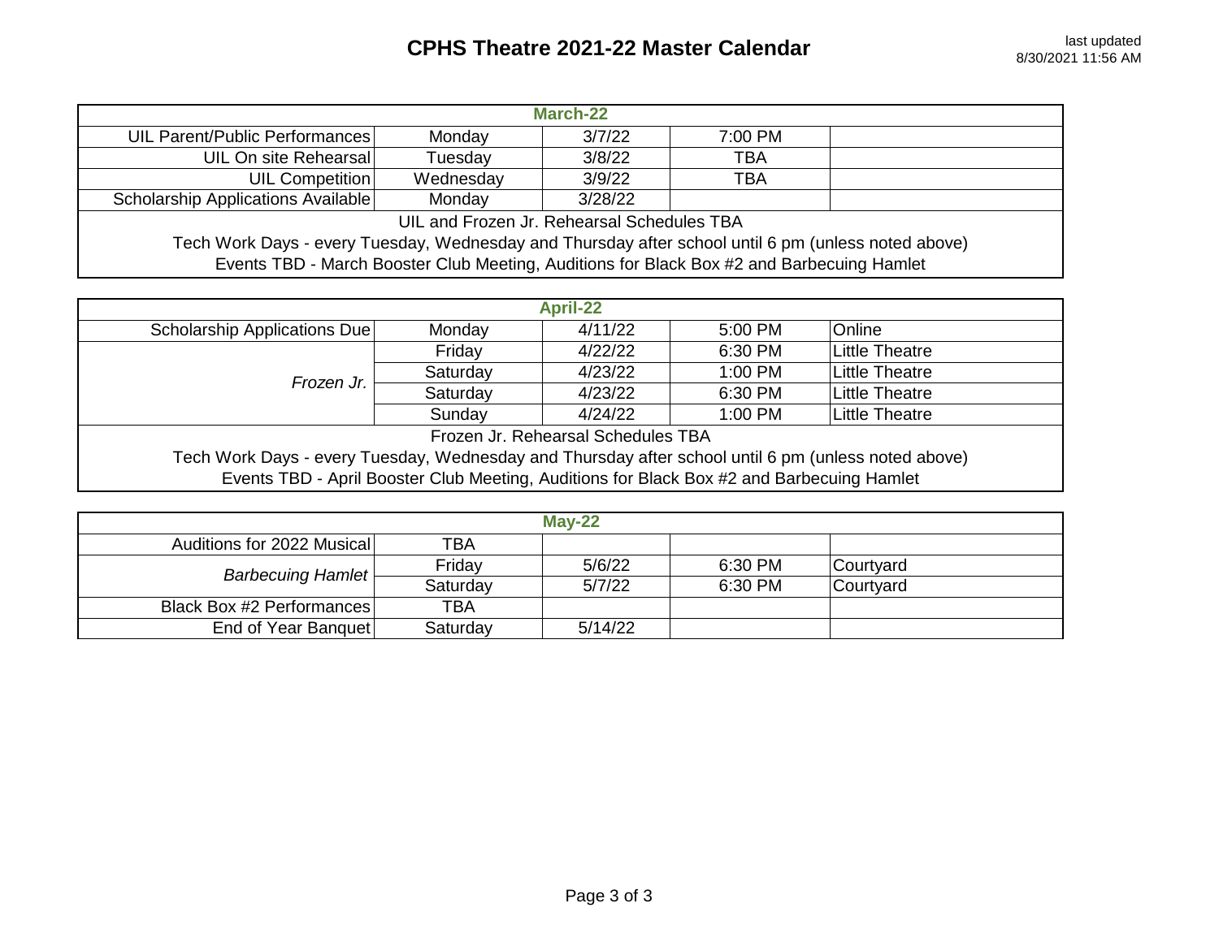# CPHS Theatre 2021-22 Master Calendar

last updated
8/30/2021 11:56 AM

| March-22 | | | | |
|---|---|---|---|---|
| UIL Parent/Public Performances | Monday | 3/7/22 | 7:00 PM | |
| UIL On site Rehearsal | Tuesday | 3/8/22 | TBA | |
| UIL Competition | Wednesday | 3/9/22 | TBA | |
| Scholarship Applications Available | Monday | 3/28/22 | | |

UIL and Frozen Jr. Rehearsal Schedules TBA
Tech Work Days - every Tuesday, Wednesday and Thursday after school until 6 pm (unless noted above)
Events TBD - March Booster Club Meeting, Auditions for Black Box #2 and Barbecuing Hamlet

| April-22 | | | | |
|---|---|---|---|---|
| Scholarship Applications Due | Monday | 4/11/22 | 5:00 PM | Online |
| *Frozen Jr.* | Friday | 4/22/22 | 6:30 PM | Little Theatre |
| | Saturday | 4/23/22 | 1:00 PM | Little Theatre |
| | Saturday | 4/23/22 | 6:30 PM | Little Theatre |
| | Sunday | 4/24/22 | 1:00 PM | Little Theatre |

Frozen Jr. Rehearsal Schedules TBA
Tech Work Days - every Tuesday, Wednesday and Thursday after school until 6 pm (unless noted above)
Events TBD - April Booster Club Meeting, Auditions for Black Box #2 and Barbecuing Hamlet

| May-22 | | | | |
|---|---|---|---|---|
| Auditions for 2022 Musical | TBA | | | |
| *Barbecuing Hamlet* | Friday | 5/6/22 | 6:30 PM | Courtyard |
| | Saturday | 5/7/22 | 6:30 PM | Courtyard |
| Black Box #2 Performances | TBA | | | |
| End of Year Banquet | Saturday | 5/14/22 | | |